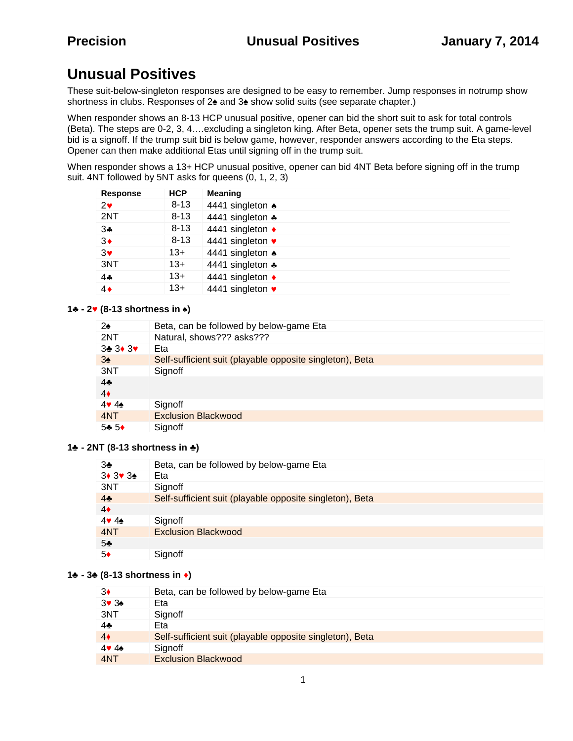# Unusual Positives

These suit-below-singleton responses are designed to be easy to remember. Jump responses in notrump show shortness in clubs. Responses of 2♠ and 3♠ show solid suits (see separate chapter.)

When responder shows an 8-13 HCP unusual positive, opener can bid the short suit to ask for total controls (Beta). The steps are 0-2, 3, 4….excluding a singleton king. After Beta, opener sets the trump suit. A game-level bid is a signoff. If the trump suit bid is below game, however, responder answers according to the Eta steps. Opener can then make additional Etas until signing off in the trump suit.

When responder shows a 13+ HCP unusual positive, opener can bid 4NT Beta before signing off in the trump suit. 4NT followed by 5NT asks for queens (0, 1, 2, 3)

| Response | HCP | Meaning |
|---|---|---|
| 2♥ | 8-13 | 4441 singleton ♠ |
| 2NT | 8-13 | 4441 singleton ♣ |
| 3♣ | 8-13 | 4441 singleton ♦ |
| 3♦ | 8-13 | 4441 singleton ♥ |
| 3♥ | 13+ | 4441 singleton ♠ |
| 3NT | 13+ | 4441 singleton ♣ |
| 4♣ | 13+ | 4441 singleton ♦ |
| 4♦ | 13+ | 4441 singleton ♥ |

**1♣ - 2♥ (8-13 shortness in ♠)**

| | |
|---|---|
| 2♠ | Beta, can be followed by below-game Eta |
| 2NT | Natural, shows??? asks??? |
| 3♣ 3♦ 3♥ | Eta |
| 3♠ | Self-sufficient suit (playable opposite singleton), Beta |
| 3NT | Signoff |
| 4♣ | |
| 4♦ | |
| 4♥ 4♠ | Signoff |
| 4NT | Exclusion Blackwood |
| 5♣ 5♦ | Signoff |

**1♣ - 2NT (8-13 shortness in ♣)**

| | |
|---|---|
| 3♣ | Beta, can be followed by below-game Eta |
| 3♦ 3♥ 3♠ | Eta |
| 3NT | Signoff |
| 4♣ | Self-sufficient suit (playable opposite singleton), Beta |
| 4♦ | |
| 4♥ 4♠ | Signoff |
| 4NT | Exclusion Blackwood |
| 5♣ | |
| 5♦ | Signoff |

**1♣ - 3♣ (8-13 shortness in ♦)**

| | |
|---|---|
| 3♦ | Beta, can be followed by below-game Eta |
| 3♥ 3♠ | Eta |
| 3NT | Signoff |
| 4♣ | Eta |
| 4♦ | Self-sufficient suit (playable opposite singleton), Beta |
| 4♥ 4♠ | Signoff |
| 4NT | Exclusion Blackwood |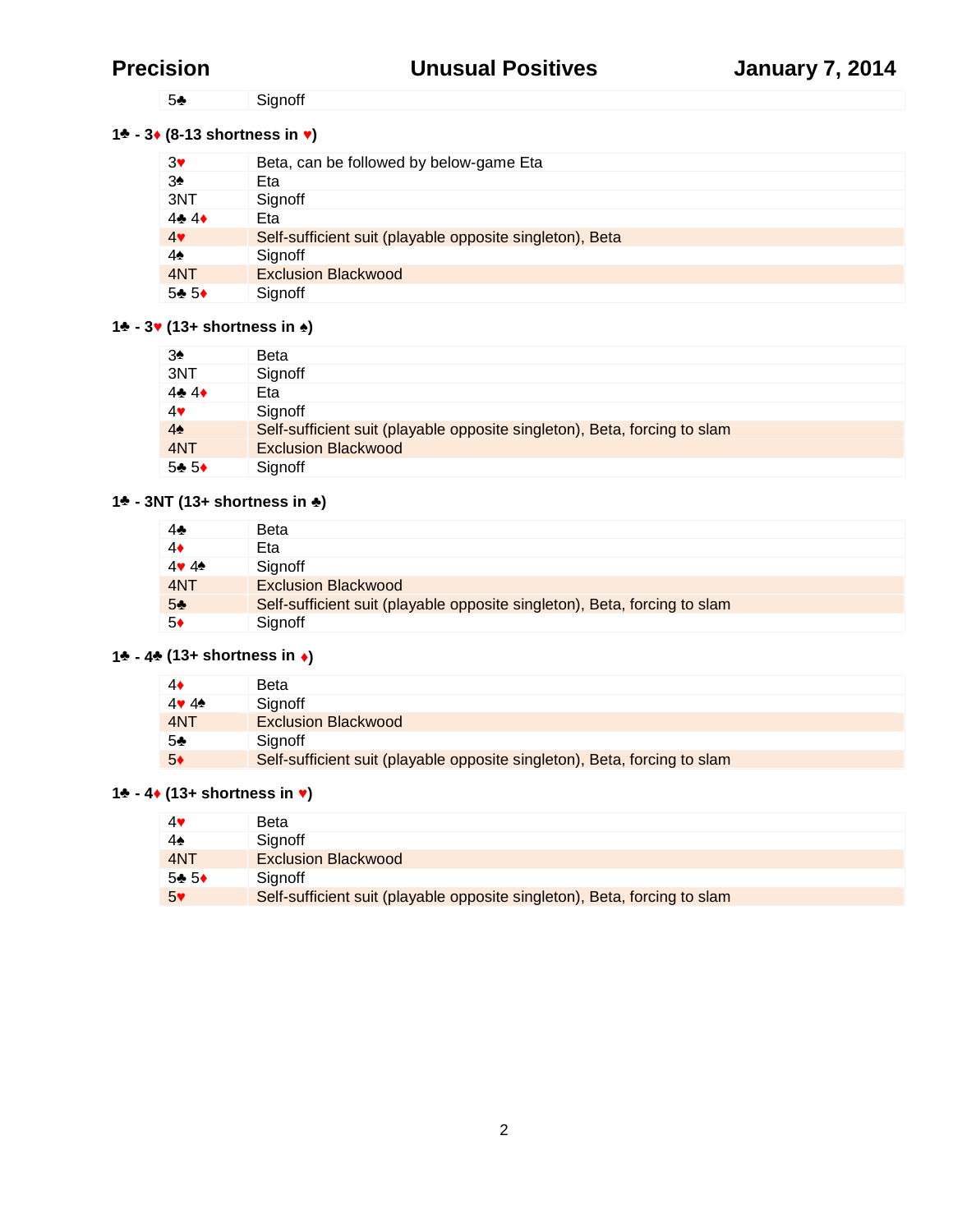| | |
|---|---|
| 5♣ | Signoff |

### 1♣ - 3♦ (8-13 shortness in ♥)

| | |
|---|---|
| 3♥ | Beta, can be followed by below-game Eta |
| 3♠ | Eta |
| 3NT | Signoff |
| 4♣ 4♦ | Eta |
| 4♥ | Self-sufficient suit (playable opposite singleton), Beta |
| 4♠ | Signoff |
| 4NT | Exclusion Blackwood |
| 5♣ 5♦ | Signoff |

### 1♣ - 3♥ (13+ shortness in ♠)

| | |
|---|---|
| 3♠ | Beta |
| 3NT | Signoff |
| 4♣ 4♦ | Eta |
| 4♥ | Signoff |
| 4♠ | Self-sufficient suit (playable opposite singleton), Beta, forcing to slam |
| 4NT | Exclusion Blackwood |
| 5♣ 5♦ | Signoff |

### 1♣ - 3NT (13+ shortness in ♣)

| | |
|---|---|
| 4♣ | Beta |
| 4♦ | Eta |
| 4♥ 4♠ | Signoff |
| 4NT | Exclusion Blackwood |
| 5♣ | Self-sufficient suit (playable opposite singleton), Beta, forcing to slam |
| 5♦ | Signoff |

### 1♣ - 4♣ (13+ shortness in ♦)

| | |
|---|---|
| 4♦ | Beta |
| 4♥ 4♠ | Signoff |
| 4NT | Exclusion Blackwood |
| 5♣ | Signoff |
| 5♦ | Self-sufficient suit (playable opposite singleton), Beta, forcing to slam |

### 1♣ - 4♦ (13+ shortness in ♥)

| | |
|---|---|
| 4♥ | Beta |
| 4♠ | Signoff |
| 4NT | Exclusion Blackwood |
| 5♣ 5♦ | Signoff |
| 5♥ | Self-sufficient suit (playable opposite singleton), Beta, forcing to slam |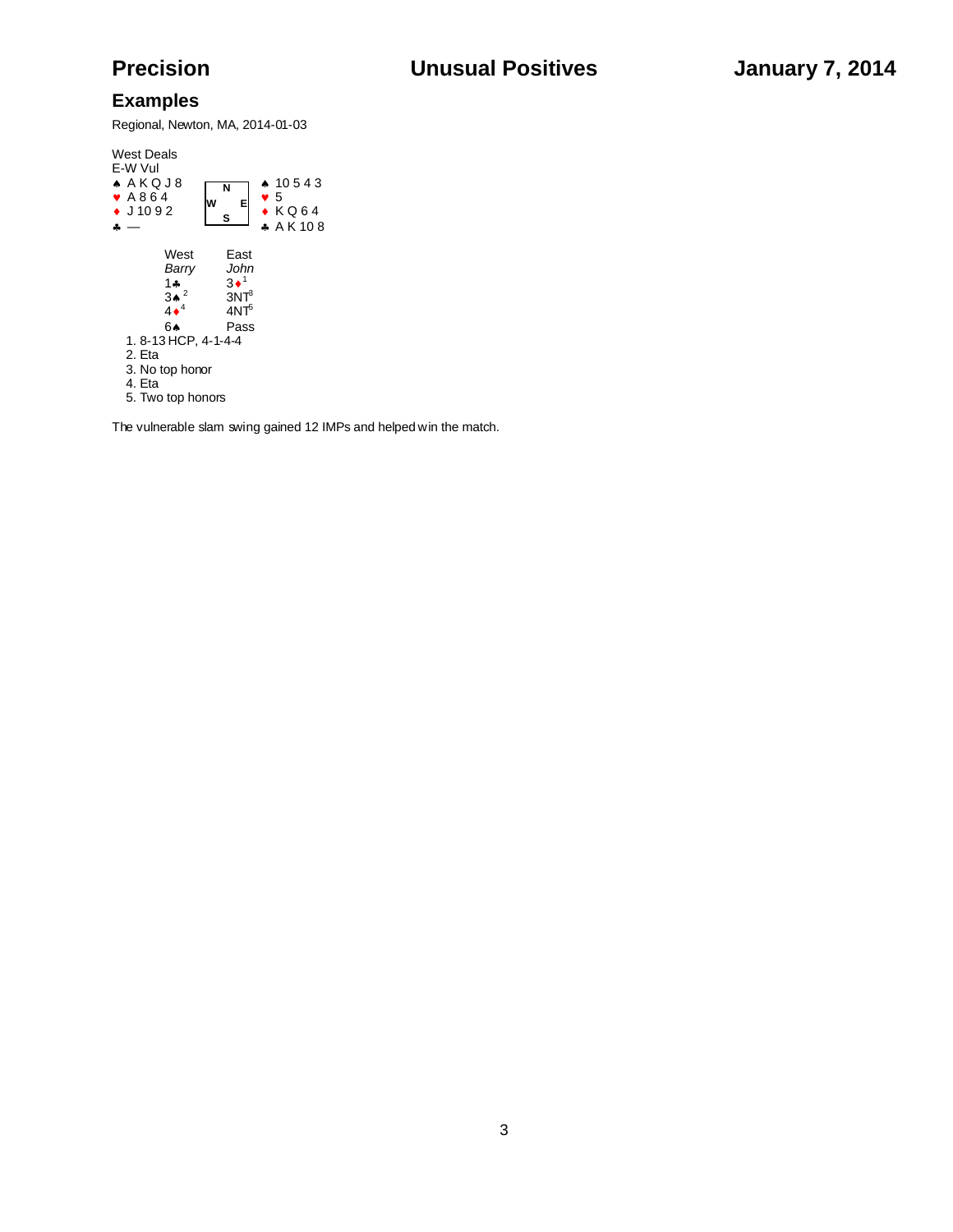## Examples

Regional, Newton, MA, 2014-01-03

West Deals
E-W Vul

| West | | East |
| --- | --- | --- |
| ♠ A K Q J 8 | | ♠ 10 5 4 3 |
| ♥ A 8 6 4 | | ♥ 5 |
| ♦ J 10 9 2 | | ♦ K Q 6 4 |
| ♣ — | | ♣ A K 10 8 |

| West | East |
| --- | --- |
| *Barry* | *John* |
| 1♣ | 3♦[1] |
| 3♠[2] | 3NT[3] |
| 4♦[4] | 4NT[5] |
| 6♠ | Pass |

1. 8-13 HCP, 4-1-4-4
2. Eta
3. No top honor
4. Eta
5. Two top honors

The vulnerable slam swing gained 12 IMPs and helped win the match.